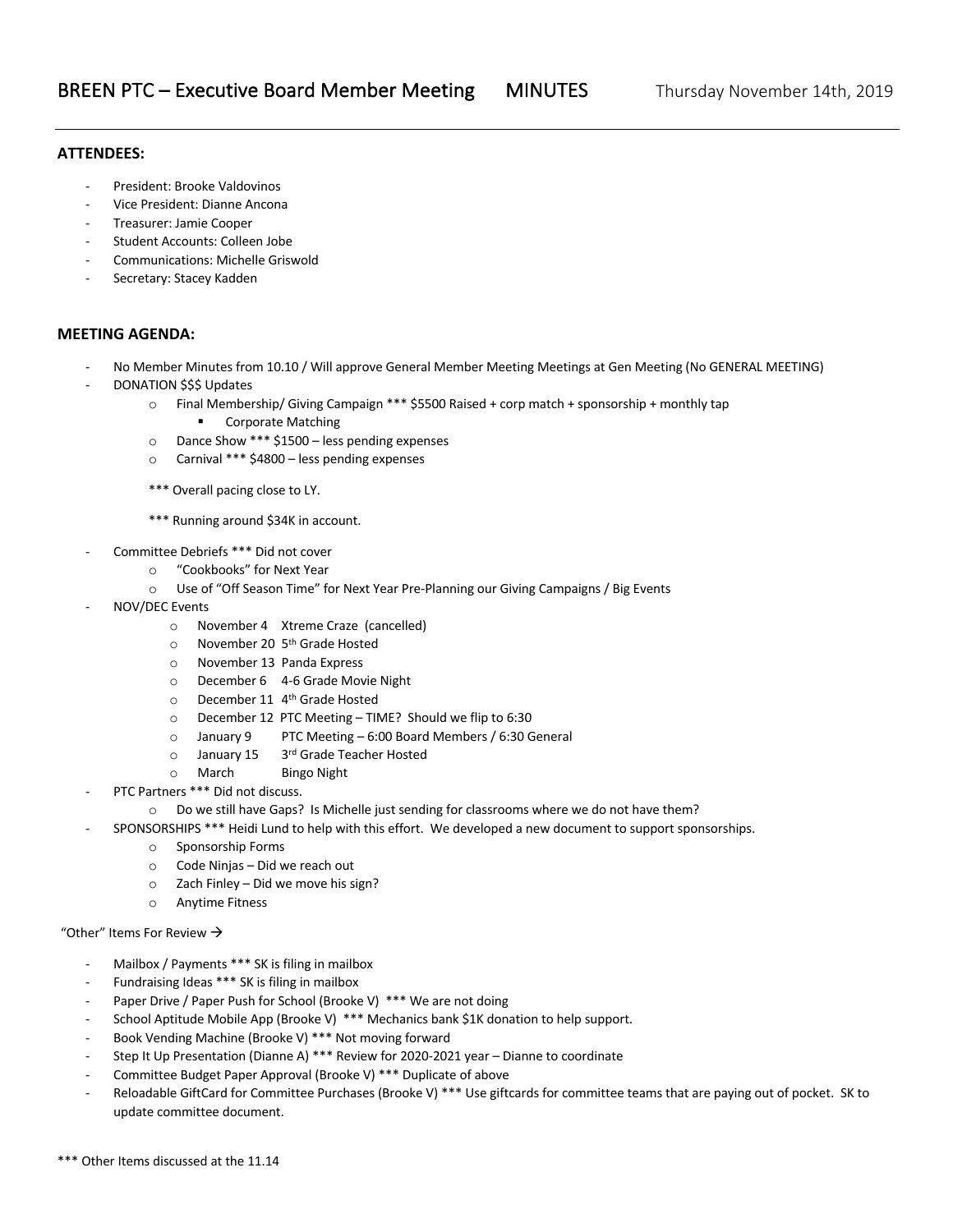# BREEN PTC – Executive Board Member Meeting MINUTES

Thursday November 14th, 2019

---

**ATTENDEES:**

- President: Brooke Valdovinos
- Vice President: Dianne Ancona
- Treasurer: Jamie Cooper
- Student Accounts: Colleen Jobe
- Communications: Michelle Griswold
- Secretary: Stacey Kadden

**MEETING AGENDA:**

- No Member Minutes from 10.10 / Will approve General Member Meeting Meetings at Gen Meeting (No GENERAL MEETING)
- DONATION $$$ Updates
  - Final Membership/ Giving Campaign *** $5500 Raised + corp match + sponsorship + monthly tap
    - Corporate Matching
  - Dance Show *** $1500 – less pending expenses
  - Carnival *** $4800 – less pending expenses

  *** Overall pacing close to LY.

  *** Running around $34K in account.

- Committee Debriefs *** Did not cover
  - "Cookbooks" for Next Year
  - Use of "Off Season Time" for Next Year Pre-Planning our Giving Campaigns / Big Events
- NOV/DEC Events
  - November 4 Xtreme Craze (cancelled)
  - November 20 5th Grade Hosted
  - November 13 Panda Express
  - December 6 4-6 Grade Movie Night
  - December 11 4th Grade Hosted
  - December 12 PTC Meeting – TIME? Should we flip to 6:30
  - January 9 PTC Meeting – 6:00 Board Members / 6:30 General
  - January 15 3rd Grade Teacher Hosted
  - March Bingo Night
- PTC Partners *** Did not discuss.
  - Do we still have Gaps? Is Michelle just sending for classrooms where we do not have them?
- SPONSORSHIPS *** Heidi Lund to help with this effort. We developed a new document to support sponsorships.
  - Sponsorship Forms
  - Code Ninjas – Did we reach out
  - Zach Finley – Did we move his sign?
  - Anytime Fitness

"Other" Items For Review →

- Mailbox / Payments *** SK is filing in mailbox
- Fundraising Ideas *** SK is filing in mailbox
- Paper Drive / Paper Push for School (Brooke V) *** We are not doing
- School Aptitude Mobile App (Brooke V) *** Mechanics bank $1K donation to help support.
- Book Vending Machine (Brooke V) *** Not moving forward
- Step It Up Presentation (Dianne A) *** Review for 2020-2021 year – Dianne to coordinate
- Committee Budget Paper Approval (Brooke V) *** Duplicate of above
- Reloadable GiftCard for Committee Purchases (Brooke V) *** Use giftcards for committee teams that are paying out of pocket. SK to update committee document.

*** Other Items discussed at the 11.14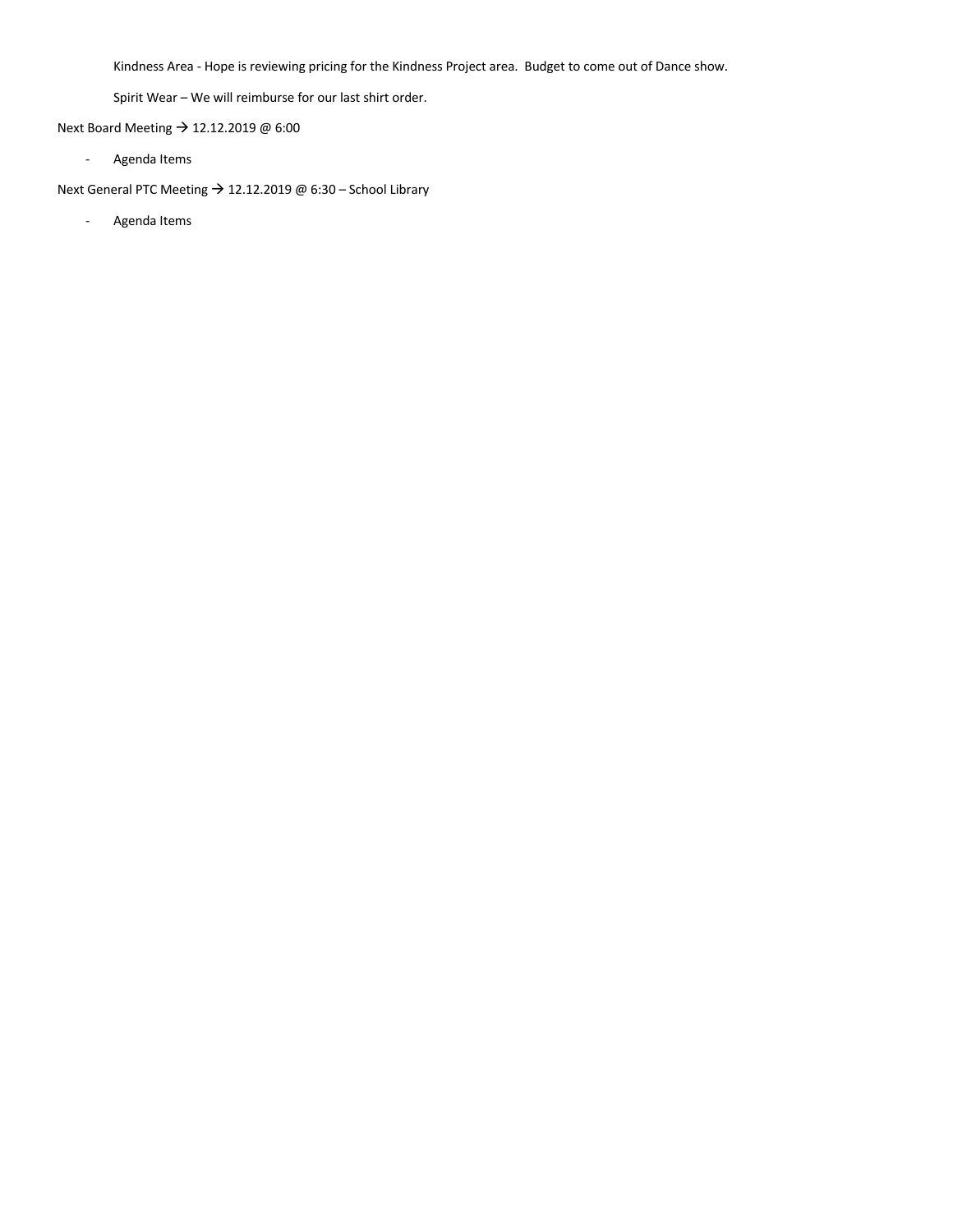Kindness Area - Hope is reviewing pricing for the Kindness Project area. Budget to come out of Dance show.

Spirit Wear – We will reimburse for our last shirt order.

Next Board Meeting → 12.12.2019 @ 6:00

- Agenda Items

Next General PTC Meeting → 12.12.2019 @ 6:30 – School Library

- Agenda Items